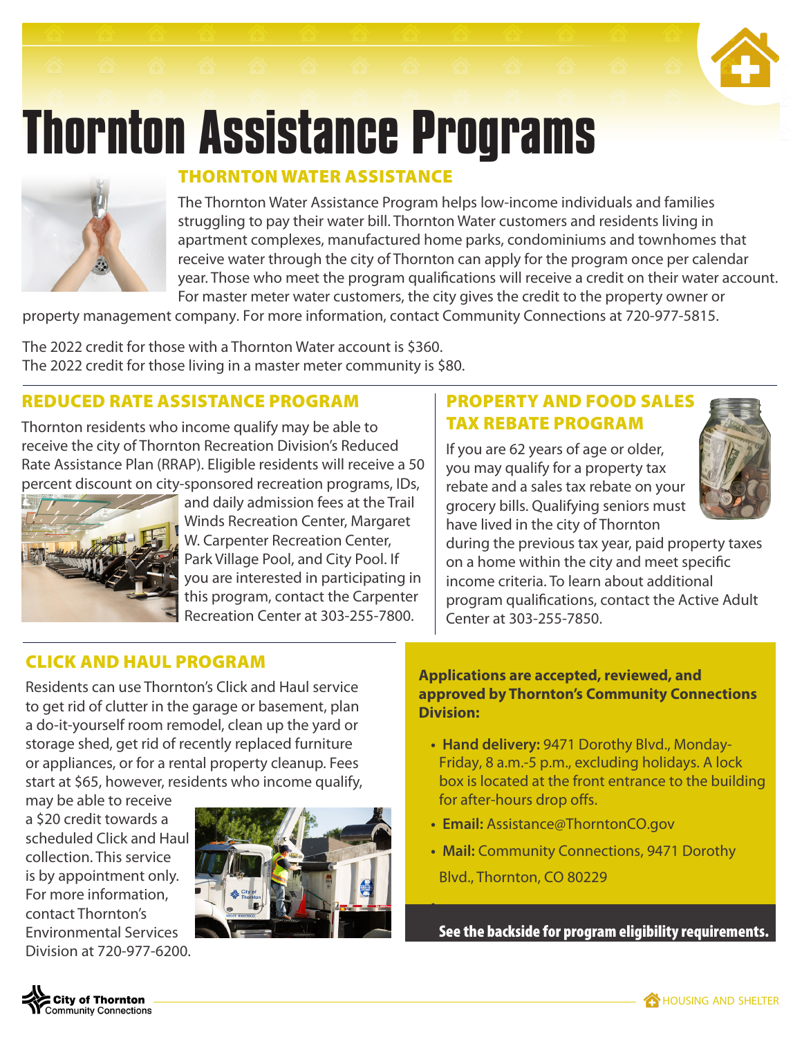# Thornton Assistance Programs

## THORNTON WATER ASSISTANCE

The Thornton Water Assistance Program helps low-income individuals and families struggling to pay their water bill. Thornton Water customers and residents living in apartment complexes, manufactured home parks, condominiums and townhomes that receive water through the city of Thornton can apply for the program once per calendar year. Those who meet the program qualifications will receive a credit on their water account. For master meter water customers, the city gives the credit to the property owner or property management company. For more information, contact Community Connections at 720-977-5815.

The 2022 credit for those with a Thornton Water account is $360.
The 2022 credit for those living in a master meter community is $80.

## REDUCED RATE ASSISTANCE PROGRAM

Thornton residents who income qualify may be able to receive the city of Thornton Recreation Division's Reduced Rate Assistance Plan (RRAP). Eligible residents will receive a 50 percent discount on city-sponsored recreation programs, IDs, and daily admission fees at the Trail Winds Recreation Center, Margaret W. Carpenter Recreation Center, Park Village Pool, and City Pool. If you are interested in participating in this program, contact the Carpenter Recreation Center at 303-255-7800.

## PROPERTY AND FOOD SALES TAX REBATE PROGRAM

If you are 62 years of age or older, you may qualify for a property tax rebate and a sales tax rebate on your grocery bills. Qualifying seniors must have lived in the city of Thornton during the previous tax year, paid property taxes on a home within the city and meet specific income criteria. To learn about additional program qualifications, contact the Active Adult Center at 303-255-7850.

## CLICK AND HAUL PROGRAM

Residents can use Thornton's Click and Haul service to get rid of clutter in the garage or basement, plan a do-it-yourself room remodel, clean up the yard or storage shed, get rid of recently replaced furniture or appliances, or for a rental property cleanup. Fees start at $65, however, residents who income qualify, may be able to receive a $20 credit towards a scheduled Click and Haul collection. This service is by appointment only. For more information, contact Thornton's Environmental Services Division at 720-977-6200.

**Applications are accepted, reviewed, and approved by Thornton's Community Connections Division:**

- **Hand delivery:** 9471 Dorothy Blvd., Monday-Friday, 8 a.m.-5 p.m., excluding holidays. A lock box is located at the front entrance to the building for after-hours drop offs.
- **Email:** Assistance@ThorntonCO.gov
- **Mail:** Community Connections, 9471 Dorothy Blvd., Thornton, CO 80229

**See the backside for program eligibility requirements.**

City of Thornton Community Connections

HOUSING AND SHELTER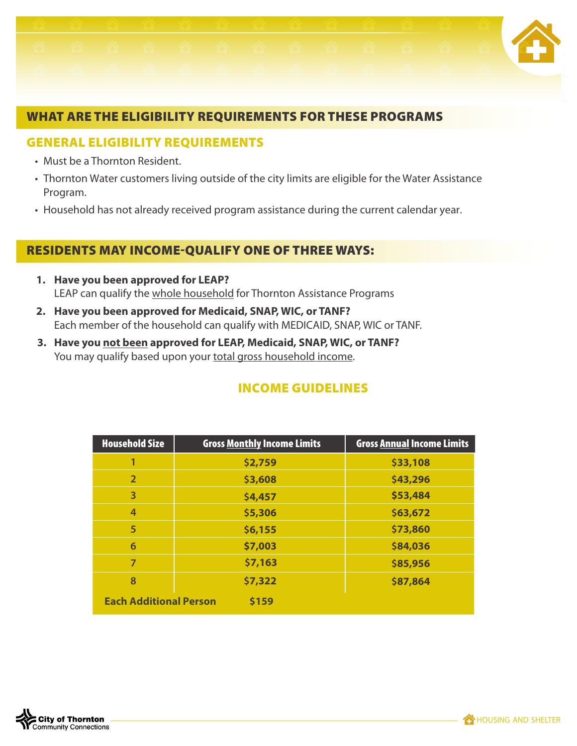## WHAT ARE THE ELIGIBILITY REQUIREMENTS FOR THESE PROGRAMS

### GENERAL ELIGIBILITY REQUIREMENTS

- Must be a Thornton Resident.
- Thornton Water customers living outside of the city limits are eligible for the Water Assistance Program.
- Household has not already received program assistance during the current calendar year.

## RESIDENTS MAY INCOME-QUALIFY ONE OF THREE WAYS:

1. **Have you been approved for LEAP?**
   LEAP can qualify the whole household for Thornton Assistance Programs
2. **Have you been approved for Medicaid, SNAP, WIC, or TANF?**
   Each member of the household can qualify with MEDICAID, SNAP, WIC or TANF.
3. **Have you not been approved for LEAP, Medicaid, SNAP, WIC, or TANF?**
   You may qualify based upon your total gross household income.

### INCOME GUIDELINES

| Household Size | Gross Monthly Income Limits | Gross Annual Income Limits |
|---|---|---|
| 1 | $2,759 | $33,108 |
| 2 | $3,608 | $43,296 |
| 3 | $4,457 | $53,484 |
| 4 | $5,306 | $63,672 |
| 5 | $6,155 | $73,860 |
| 6 | $7,003 | $84,036 |
| 7 | $7,163 | $85,956 |
| 8 | $7,322 | $87,864 |
| Each Additional Person | $159 | |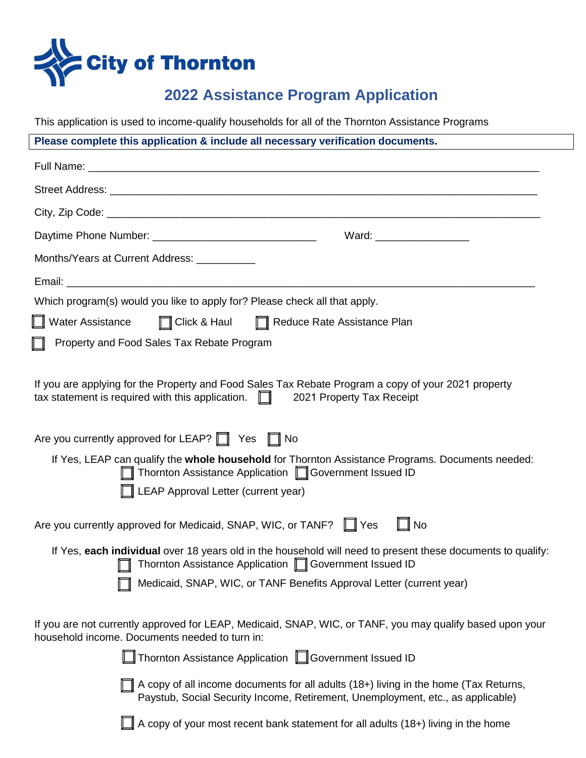# City of Thornton

## 2022 Assistance Program Application

This application is used to income-qualify households for all of the Thornton Assistance Programs

**Please complete this application & include all necessary verification documents.**

Full Name: ______________________________________________________________________________

Street Address: ___________________________________________________________________________

City, Zip Code: ___________________________________________________________________________

Daytime Phone Number: ____________________________ Ward: ________________

Months/Years at Current Address: __________

Email: _________________________________________________________________________________

Which program(s) would you like to apply for? Please check all that apply.

☐ Water Assistance ☐ Click & Haul ☐ Reduce Rate Assistance Plan

☐ Property and Food Sales Tax Rebate Program

If you are applying for the Property and Food Sales Tax Rebate Program a copy of your 2021 property tax statement is required with this application. ☐ 2021 Property Tax Receipt

Are you currently approved for LEAP? ☐ Yes ☐ No

If Yes, LEAP can qualify the **whole household** for Thornton Assistance Programs. Documents needed:

☐ Thornton Assistance Application ☐ Government Issued ID

☐ LEAP Approval Letter (current year)

Are you currently approved for Medicaid, SNAP, WIC, or TANF? ☐ Yes ☐ No

If Yes, **each individual** over 18 years old in the household will need to present these documents to qualify:

☐ Thornton Assistance Application ☐ Government Issued ID

☐ Medicaid, SNAP, WIC, or TANF Benefits Approval Letter (current year)

If you are not currently approved for LEAP, Medicaid, SNAP, WIC, or TANF, you may qualify based upon your household income. Documents needed to turn in:

☐ Thornton Assistance Application ☐ Government Issued ID

☐ A copy of all income documents for all adults (18+) living in the home (Tax Returns, Paystub, Social Security Income, Retirement, Unemployment, etc., as applicable)

☐ A copy of your most recent bank statement for all adults (18+) living in the home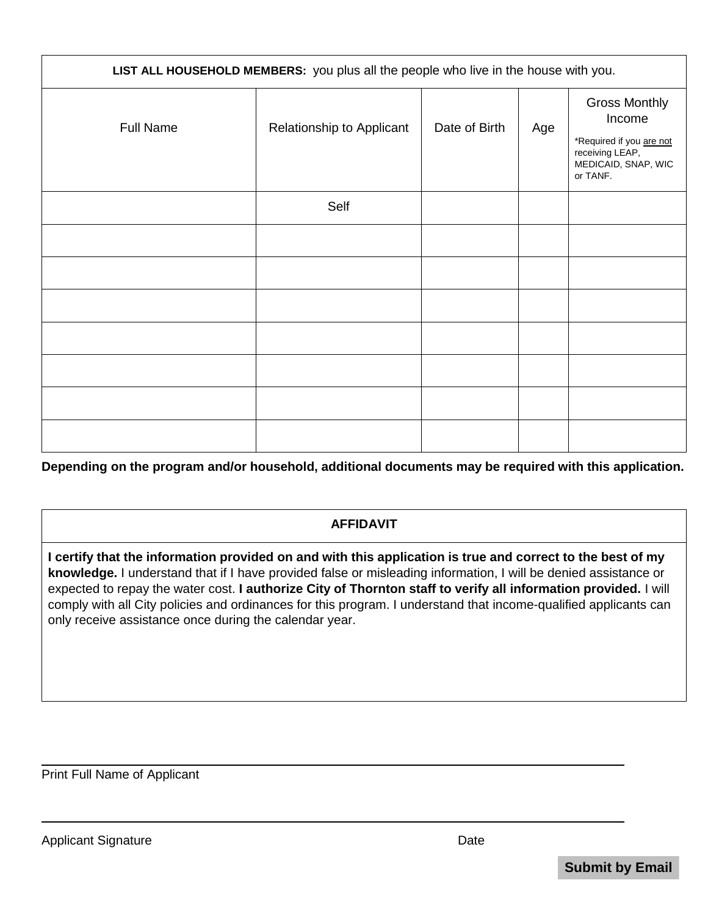| **LIST ALL HOUSEHOLD MEMBERS:** you plus all the people who live in the house with you. | | | | |
|---|---|---|---|---|
| Full Name | Relationship to Applicant | Date of Birth | Age | Gross Monthly Income *Required if you are not receiving LEAP, MEDICAID, SNAP, WIC or TANF. |
| | Self | | | |
| | | | | |
| | | | | |
| | | | | |
| | | | | |
| | | | | |
| | | | | |
| | | | | |

**Depending on the program and/or household, additional documents may be required with this application.**

| **AFFIDAVIT** |
|---|
| **I certify that the information provided on and with this application is true and correct to the best of my knowledge.** I understand that if I have provided false or misleading information, I will be denied assistance or expected to repay the water cost. **I authorize City of Thornton staff to verify all information provided.** I will comply with all City policies and ordinances for this program. I understand that income-qualified applicants can only receive assistance once during the calendar year. |

Print Full Name of Applicant

Applicant Signature Date

**Submit by Email**